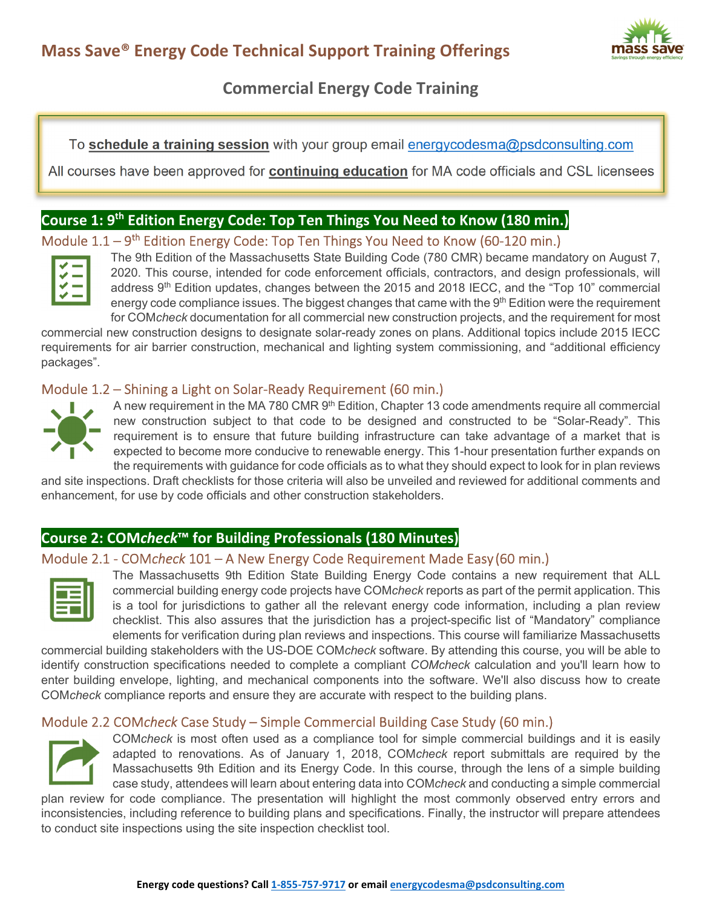# Mass Save® Energy Code Technical Support Training Offerings

## Commercial Energy Code Training

To **schedule a training session** with your group email energycodesma@psdconsulting.com

All courses have been approved for **continuing education** for MA code officials and CSL licensees

## Course 1: 9th Edition Energy Code: Top Ten Things You Need to Know (180 min.)

### Module 1.1 – 9th Edition Energy Code: Top Ten Things You Need to Know (60-120 min.)

The 9th Edition of the Massachusetts State Building Code (780 CMR) became mandatory on August 7, 2020. This course, intended for code enforcement officials, contractors, and design professionals, will address 9th Edition updates, changes between the 2015 and 2018 IECC, and the "Top 10" commercial energy code compliance issues. The biggest changes that came with the 9th Edition were the requirement for COM*check* documentation for all commercial new construction projects, and the requirement for most commercial new construction designs to designate solar-ready zones on plans. Additional topics include 2015 IECC requirements for air barrier construction, mechanical and lighting system commissioning, and "additional efficiency packages".

### Module 1.2 – Shining a Light on Solar-Ready Requirement (60 min.)

A new requirement in the MA 780 CMR 9th Edition, Chapter 13 code amendments require all commercial new construction subject to that code to be designed and constructed to be "Solar-Ready". This requirement is to ensure that future building infrastructure can take advantage of a market that is expected to become more conducive to renewable energy. This 1-hour presentation further expands on the requirements with guidance for code officials as to what they should expect to look for in plan reviews and site inspections. Draft checklists for those criteria will also be unveiled and reviewed for additional comments and enhancement, for use by code officials and other construction stakeholders.

## Course 2: COM*check*™ for Building Professionals (180 Minutes)

### Module 2.1 - COM*check* 101 – A New Energy Code Requirement Made Easy (60 min.)

The Massachusetts 9th Edition State Building Energy Code contains a new requirement that ALL commercial building energy code projects have COM*check* reports as part of the permit application. This is a tool for jurisdictions to gather all the relevant energy code information, including a plan review checklist. This also assures that the jurisdiction has a project-specific list of "Mandatory" compliance elements for verification during plan reviews and inspections. This course will familiarize Massachusetts commercial building stakeholders with the US-DOE COM*check* software. By attending this course, you will be able to identify construction specifications needed to complete a compliant *COMcheck* calculation and you'll learn how to enter building envelope, lighting, and mechanical components into the software. We'll also discuss how to create COM*check* compliance reports and ensure they are accurate with respect to the building plans.

### Module 2.2 COM*check* Case Study – Simple Commercial Building Case Study (60 min.)

COM*check* is most often used as a compliance tool for simple commercial buildings and it is easily adapted to renovations. As of January 1, 2018, COM*check* report submittals are required by the Massachusetts 9th Edition and its Energy Code. In this course, through the lens of a simple building case study, attendees will learn about entering data into COM*check* and conducting a simple commercial plan review for code compliance. The presentation will highlight the most commonly observed entry errors and inconsistencies, including reference to building plans and specifications. Finally, the instructor will prepare attendees to conduct site inspections using the site inspection checklist tool.

**Energy code questions? Call 1-855-757-9717 or email energycodesma@psdconsulting.com**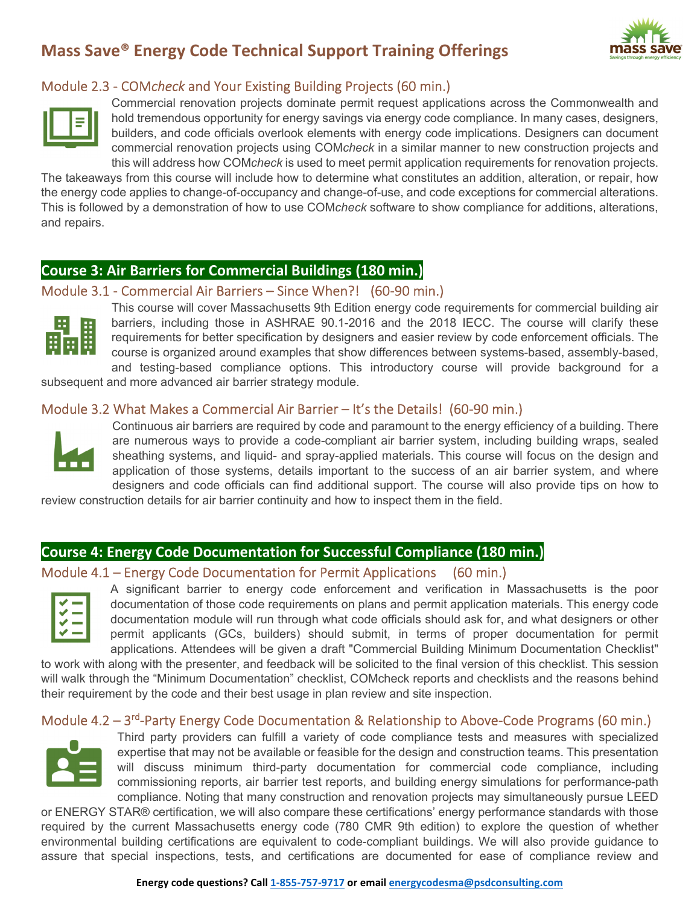## Module 2.3 - COM*check* and Your Existing Building Projects (60 min.)

Commercial renovation projects dominate permit request applications across the Commonwealth and hold tremendous opportunity for energy savings via energy code compliance. In many cases, designers, builders, and code officials overlook elements with energy code implications. Designers can document commercial renovation projects using COM*check* in a similar manner to new construction projects and this will address how COM*check* is used to meet permit application requirements for renovation projects. The takeaways from this course will include how to determine what constitutes an addition, alteration, or repair, how the energy code applies to change-of-occupancy and change-of-use, and code exceptions for commercial alterations. This is followed by a demonstration of how to use COM*check* software to show compliance for additions, alterations, and repairs.

# Course 3: Air Barriers for Commercial Buildings (180 min.)

## Module 3.1 - Commercial Air Barriers – Since When?! (60-90 min.)

This course will cover Massachusetts 9th Edition energy code requirements for commercial building air barriers, including those in ASHRAE 90.1-2016 and the 2018 IECC. The course will clarify these requirements for better specification by designers and easier review by code enforcement officials. The course is organized around examples that show differences between systems-based, assembly-based, and testing-based compliance options. This introductory course will provide background for a subsequent and more advanced air barrier strategy module.

## Module 3.2 What Makes a Commercial Air Barrier – It's the Details! (60-90 min.)

Continuous air barriers are required by code and paramount to the energy efficiency of a building. There are numerous ways to provide a code-compliant air barrier system, including building wraps, sealed sheathing systems, and liquid- and spray-applied materials. This course will focus on the design and application of those systems, details important to the success of an air barrier system, and where designers and code officials can find additional support. The course will also provide tips on how to review construction details for air barrier continuity and how to inspect them in the field.

# Course 4: Energy Code Documentation for Successful Compliance (180 min.)

## Module 4.1 – Energy Code Documentation for Permit Applications (60 min.)

A significant barrier to energy code enforcement and verification in Massachusetts is the poor documentation of those code requirements on plans and permit application materials. This energy code documentation module will run through what code officials should ask for, and what designers or other permit applicants (GCs, builders) should submit, in terms of proper documentation for permit applications. Attendees will be given a draft "Commercial Building Minimum Documentation Checklist" to work with along with the presenter, and feedback will be solicited to the final version of this checklist. This session will walk through the "Minimum Documentation" checklist, COMcheck reports and checklists and the reasons behind their requirement by the code and their best usage in plan review and site inspection.

## Module 4.2 – 3rd-Party Energy Code Documentation & Relationship to Above-Code Programs (60 min.)

Third party providers can fulfill a variety of code compliance tests and measures with specialized expertise that may not be available or feasible for the design and construction teams. This presentation will discuss minimum third-party documentation for commercial code compliance, including commissioning reports, air barrier test reports, and building energy simulations for performance-path compliance. Noting that many construction and renovation projects may simultaneously pursue LEED or ENERGY STAR® certification, we will also compare these certifications' energy performance standards with those required by the current Massachusetts energy code (780 CMR 9th edition) to explore the question of whether environmental building certifications are equivalent to code-compliant buildings. We will also provide guidance to assure that special inspections, tests, and certifications are documented for ease of compliance review and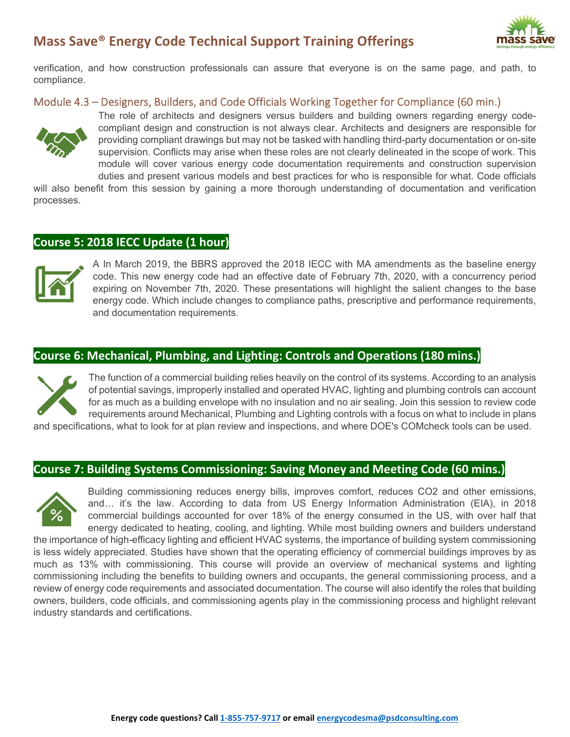verification, and how construction professionals can assure that everyone is on the same page, and path, to compliance.

### Module 4.3 – Designers, Builders, and Code Officials Working Together for Compliance (60 min.)

The role of architects and designers versus builders and building owners regarding energy code-compliant design and construction is not always clear. Architects and designers are responsible for providing compliant drawings but may not be tasked with handling third-party documentation or on-site supervision. Conflicts may arise when these roles are not clearly delineated in the scope of work. This module will cover various energy code documentation requirements and construction supervision duties and present various models and best practices for who is responsible for what. Code officials will also benefit from this session by gaining a more thorough understanding of documentation and verification processes.

## Course 5: 2018 IECC Update (1 hour)

A In March 2019, the BBRS approved the 2018 IECC with MA amendments as the baseline energy code. This new energy code had an effective date of February 7th, 2020, with a concurrency period expiring on November 7th, 2020. These presentations will highlight the salient changes to the base energy code. Which include changes to compliance paths, prescriptive and performance requirements, and documentation requirements.

## Course 6: Mechanical, Plumbing, and Lighting: Controls and Operations (180 mins.)

The function of a commercial building relies heavily on the control of its systems. According to an analysis of potential savings, improperly installed and operated HVAC, lighting and plumbing controls can account for as much as a building envelope with no insulation and no air sealing. Join this session to review code requirements around Mechanical, Plumbing and Lighting controls with a focus on what to include in plans and specifications, what to look for at plan review and inspections, and where DOE's COMcheck tools can be used.

## Course 7: Building Systems Commissioning: Saving Money and Meeting Code (60 mins.)

Building commissioning reduces energy bills, improves comfort, reduces CO2 and other emissions, and… it's the law. According to data from US Energy Information Administration (EIA), in 2018 commercial buildings accounted for over 18% of the energy consumed in the US, with over half that energy dedicated to heating, cooling, and lighting. While most building owners and builders understand the importance of high-efficacy lighting and efficient HVAC systems, the importance of building system commissioning is less widely appreciated. Studies have shown that the operating efficiency of commercial buildings improves by as much as 13% with commissioning. This course will provide an overview of mechanical systems and lighting commissioning including the benefits to building owners and occupants, the general commissioning process, and a review of energy code requirements and associated documentation. The course will also identify the roles that building owners, builders, code officials, and commissioning agents play in the commissioning process and highlight relevant industry standards and certifications.